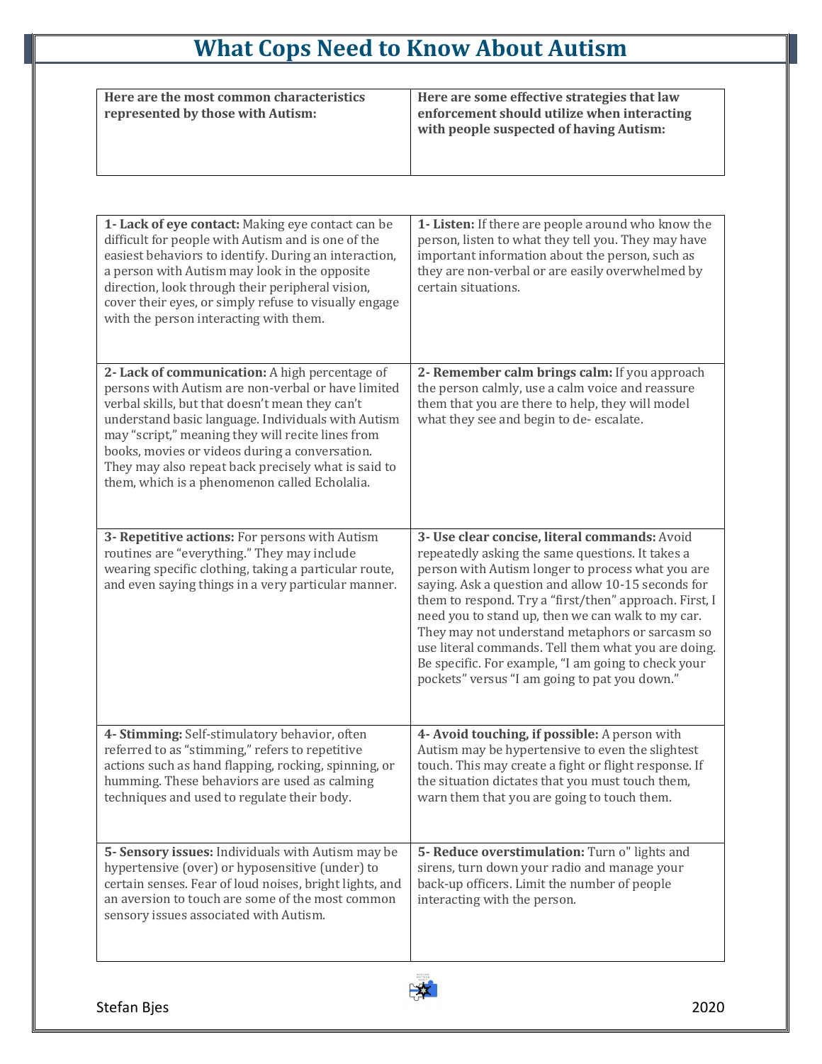# What Cops Need to Know About Autism

| Here are the most common characteristics represented by those with Autism: | Here are some effective strategies that law enforcement should utilize when interacting with people suspected of having Autism: |
|---|---|
| **1- Lack of eye contact:** Making eye contact can be difficult for people with Autism and is one of the easiest behaviors to identify. During an interaction, a person with Autism may look in the opposite direction, look through their peripheral vision, cover their eyes, or simply refuse to visually engage with the person interacting with them. | **1- Listen:** If there are people around who know the person, listen to what they tell you. They may have important information about the person, such as they are non-verbal or are easily overwhelmed by certain situations. |
| **2- Lack of communication:** A high percentage of persons with Autism are non-verbal or have limited verbal skills, but that doesn't mean they can't understand basic language. Individuals with Autism may "script," meaning they will recite lines from books, movies or videos during a conversation. They may also repeat back precisely what is said to them, which is a phenomenon called Echolalia. | **2- Remember calm brings calm:** If you approach the person calmly, use a calm voice and reassure them that you are there to help, they will model what they see and begin to de- escalate. |
| **3- Repetitive actions:** For persons with Autism routines are "everything." They may include wearing specific clothing, taking a particular route, and even saying things in a very particular manner. | **3- Use clear concise, literal commands:** Avoid repeatedly asking the same questions. It takes a person with Autism longer to process what you are saying. Ask a question and allow 10-15 seconds for them to respond. Try a "first/then" approach. First, I need you to stand up, then we can walk to my car. They may not understand metaphors or sarcasm so use literal commands. Tell them what you are doing. Be specific. For example, "I am going to check your pockets" versus "I am going to pat you down." |
| **4- Stimming:** Self-stimulatory behavior, often referred to as "stimming," refers to repetitive actions such as hand flapping, rocking, spinning, or humming. These behaviors are used as calming techniques and used to regulate their body. | **4- Avoid touching, if possible:** A person with Autism may be hypertensive to even the slightest touch. This may create a fight or flight response. If the situation dictates that you must touch them, warn them that you are going to touch them. |
| **5- Sensory issues:** Individuals with Autism may be hypertensive (over) or hyposensitive (under) to certain senses. Fear of loud noises, bright lights, and an aversion to touch are some of the most common sensory issues associated with Autism. | **5- Reduce overstimulation:** Turn o" lights and sirens, turn down your radio and manage your back-up officers. Limit the number of people interacting with the person. |

Stefan Bjes 2020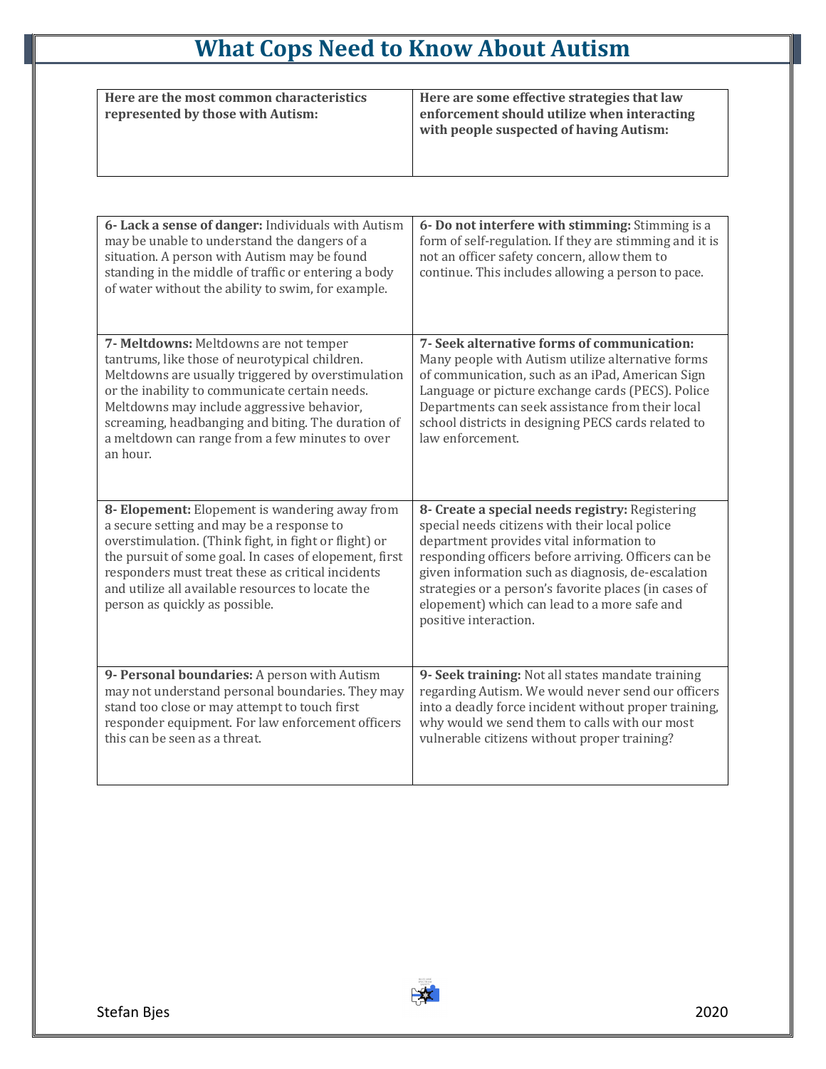# What Cops Need to Know About Autism

| Here are the most common characteristics represented by those with Autism: | Here are some effective strategies that law enforcement should utilize when interacting with people suspected of having Autism: |
|---|---|

| | |
|---|---|
| **6- Lack a sense of danger:** Individuals with Autism may be unable to understand the dangers of a situation. A person with Autism may be found standing in the middle of traffic or entering a body of water without the ability to swim, for example. | **6- Do not interfere with stimming:** Stimming is a form of self-regulation. If they are stimming and it is not an officer safety concern, allow them to continue. This includes allowing a person to pace. |
| **7- Meltdowns:** Meltdowns are not temper tantrums, like those of neurotypical children. Meltdowns are usually triggered by overstimulation or the inability to communicate certain needs. Meltdowns may include aggressive behavior, screaming, headbanging and biting. The duration of a meltdown can range from a few minutes to over an hour. | **7- Seek alternative forms of communication:** Many people with Autism utilize alternative forms of communication, such as an iPad, American Sign Language or picture exchange cards (PECS). Police Departments can seek assistance from their local school districts in designing PECS cards related to law enforcement. |
| **8- Elopement:** Elopement is wandering away from a secure setting and may be a response to overstimulation. (Think fight, in fight or flight) or the pursuit of some goal. In cases of elopement, first responders must treat these as critical incidents and utilize all available resources to locate the person as quickly as possible. | **8- Create a special needs registry:** Registering special needs citizens with their local police department provides vital information to responding officers before arriving. Officers can be given information such as diagnosis, de-escalation strategies or a person's favorite places (in cases of elopement) which can lead to a more safe and positive interaction. |
| **9- Personal boundaries:** A person with Autism may not understand personal boundaries. They may stand too close or may attempt to touch first responder equipment. For law enforcement officers this can be seen as a threat. | **9- Seek training:** Not all states mandate training regarding Autism. We would never send our officers into a deadly force incident without proper training, why would we send them to calls with our most vulnerable citizens without proper training? |

Stefan Bjes 2020